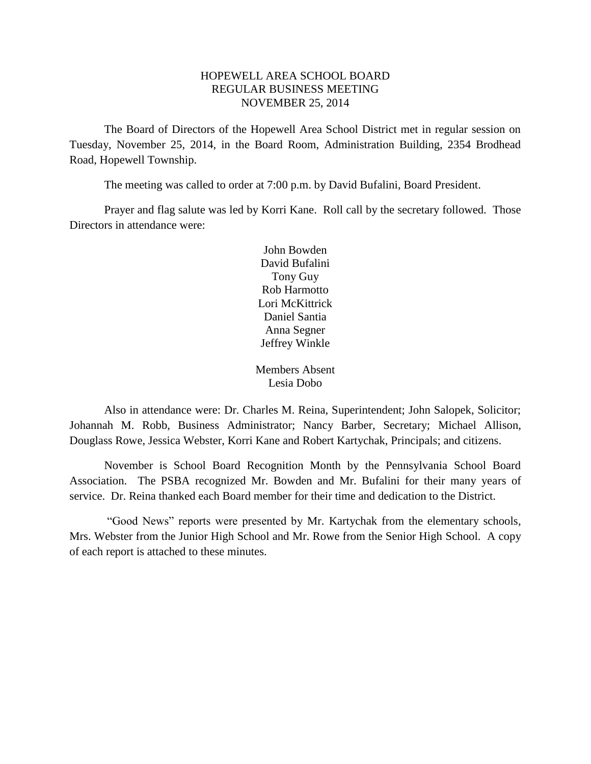# HOPEWELL AREA SCHOOL BOARD
## REGULAR BUSINESS MEETING
## NOVEMBER 25, 2014

The Board of Directors of the Hopewell Area School District met in regular session on Tuesday, November 25, 2014, in the Board Room, Administration Building, 2354 Brodhead Road, Hopewell Township.

The meeting was called to order at 7:00 p.m. by David Bufalini, Board President.

Prayer and flag salute was led by Korri Kane. Roll call by the secretary followed. Those Directors in attendance were:

John Bowden
David Bufalini
Tony Guy
Rob Harmotto
Lori McKittrick
Daniel Santia
Anna Segner
Jeffrey Winkle

Members Absent
Lesia Dobo

Also in attendance were: Dr. Charles M. Reina, Superintendent; John Salopek, Solicitor; Johannah M. Robb, Business Administrator; Nancy Barber, Secretary; Michael Allison, Douglass Rowe, Jessica Webster, Korri Kane and Robert Kartychak, Principals; and citizens.

November is School Board Recognition Month by the Pennsylvania School Board Association. The PSBA recognized Mr. Bowden and Mr. Bufalini for their many years of service. Dr. Reina thanked each Board member for their time and dedication to the District.

"Good News" reports were presented by Mr. Kartychak from the elementary schools, Mrs. Webster from the Junior High School and Mr. Rowe from the Senior High School. A copy of each report is attached to these minutes.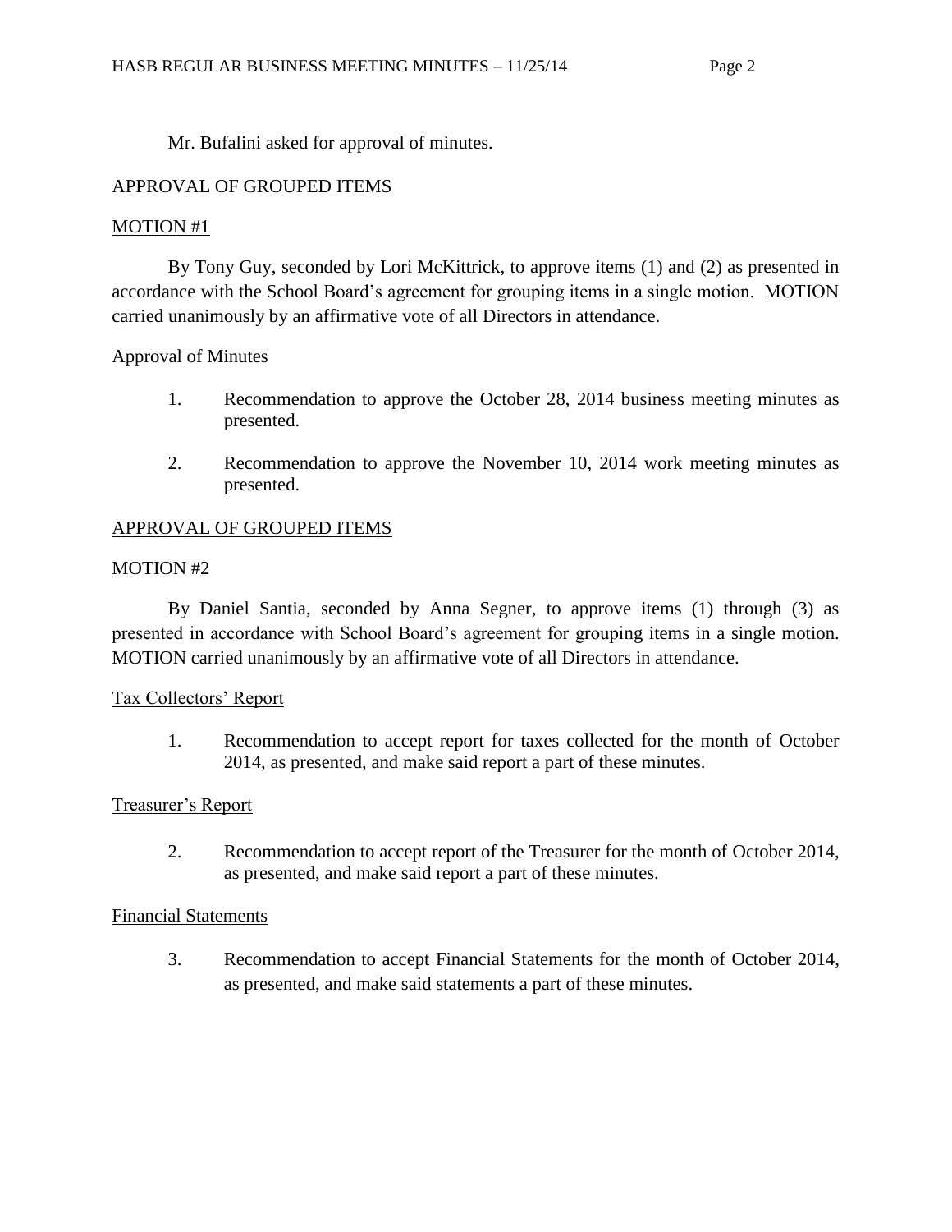Mr. Bufalini asked for approval of minutes.

<u>APPROVAL OF GROUPED ITEMS</u>

<u>MOTION #1</u>

By Tony Guy, seconded by Lori McKittrick, to approve items (1) and (2) as presented in accordance with the School Board's agreement for grouping items in a single motion. MOTION carried unanimously by an affirmative vote of all Directors in attendance.

<u>Approval of Minutes</u>

1. Recommendation to approve the October 28, 2014 business meeting minutes as presented.

2. Recommendation to approve the November 10, 2014 work meeting minutes as presented.

<u>APPROVAL OF GROUPED ITEMS</u>

<u>MOTION #2</u>

By Daniel Santia, seconded by Anna Segner, to approve items (1) through (3) as presented in accordance with School Board's agreement for grouping items in a single motion. MOTION carried unanimously by an affirmative vote of all Directors in attendance.

<u>Tax Collectors' Report</u>

1. Recommendation to accept report for taxes collected for the month of October 2014, as presented, and make said report a part of these minutes.

<u>Treasurer's Report</u>

2. Recommendation to accept report of the Treasurer for the month of October 2014, as presented, and make said report a part of these minutes.

<u>Financial Statements</u>

3. Recommendation to accept Financial Statements for the month of October 2014, as presented, and make said statements a part of these minutes.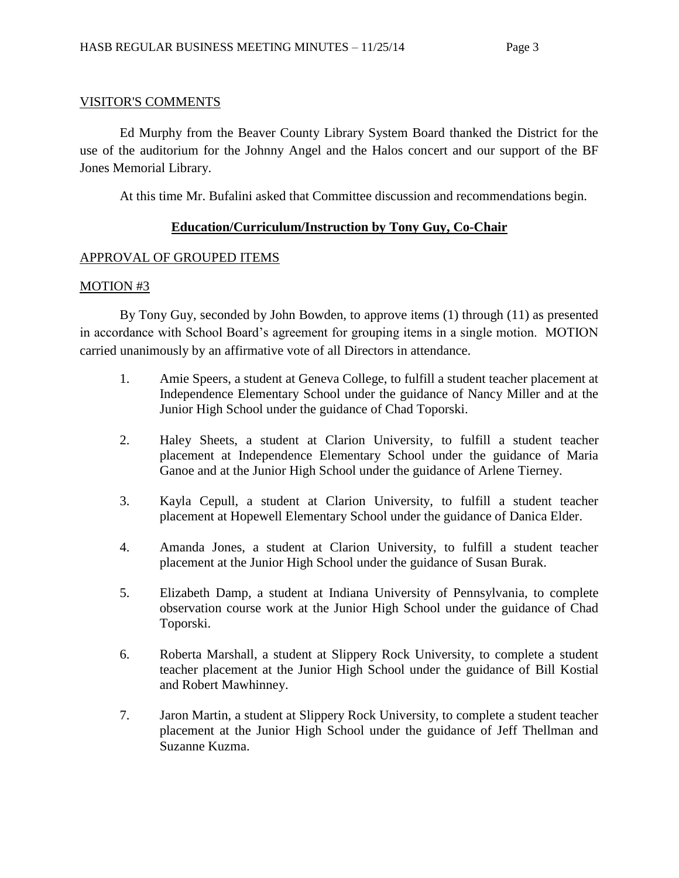VISITOR'S COMMENTS

Ed Murphy from the Beaver County Library System Board thanked the District for the use of the auditorium for the Johnny Angel and the Halos concert and our support of the BF Jones Memorial Library.

At this time Mr. Bufalini asked that Committee discussion and recommendations begin.

## Education/Curriculum/Instruction by Tony Guy, Co-Chair

APPROVAL OF GROUPED ITEMS

MOTION #3

By Tony Guy, seconded by John Bowden, to approve items (1) through (11) as presented in accordance with School Board's agreement for grouping items in a single motion. MOTION carried unanimously by an affirmative vote of all Directors in attendance.

1. Amie Speers, a student at Geneva College, to fulfill a student teacher placement at Independence Elementary School under the guidance of Nancy Miller and at the Junior High School under the guidance of Chad Toporski.

2. Haley Sheets, a student at Clarion University, to fulfill a student teacher placement at Independence Elementary School under the guidance of Maria Ganoe and at the Junior High School under the guidance of Arlene Tierney.

3. Kayla Cepull, a student at Clarion University, to fulfill a student teacher placement at Hopewell Elementary School under the guidance of Danica Elder.

4. Amanda Jones, a student at Clarion University, to fulfill a student teacher placement at the Junior High School under the guidance of Susan Burak.

5. Elizabeth Damp, a student at Indiana University of Pennsylvania, to complete observation course work at the Junior High School under the guidance of Chad Toporski.

6. Roberta Marshall, a student at Slippery Rock University, to complete a student teacher placement at the Junior High School under the guidance of Bill Kostial and Robert Mawhinney.

7. Jaron Martin, a student at Slippery Rock University, to complete a student teacher placement at the Junior High School under the guidance of Jeff Thellman and Suzanne Kuzma.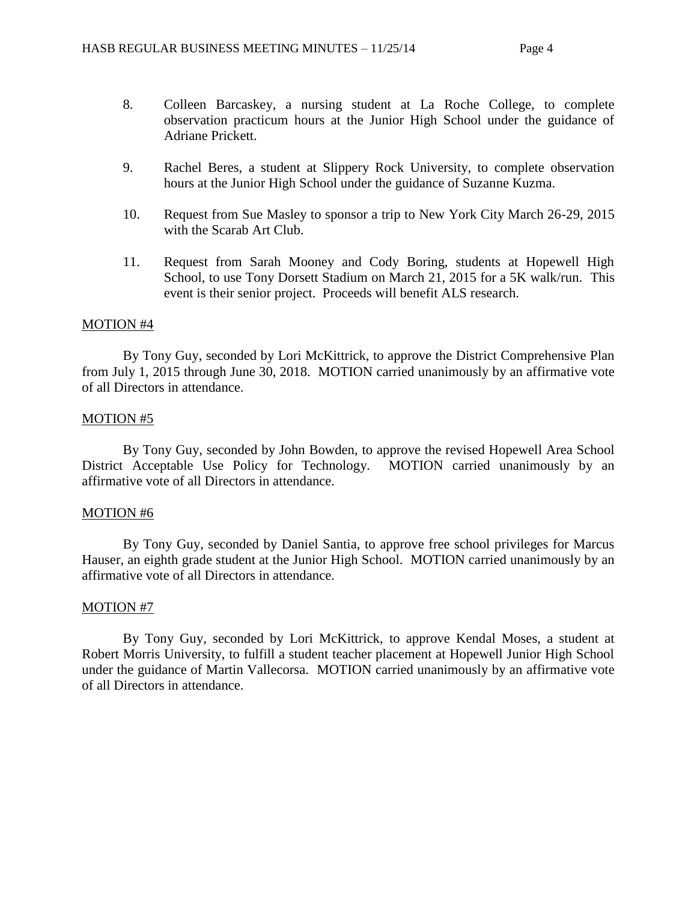8. Colleen Barcaskey, a nursing student at La Roche College, to complete observation practicum hours at the Junior High School under the guidance of Adriane Prickett.

9. Rachel Beres, a student at Slippery Rock University, to complete observation hours at the Junior High School under the guidance of Suzanne Kuzma.

10. Request from Sue Masley to sponsor a trip to New York City March 26-29, 2015 with the Scarab Art Club.

11. Request from Sarah Mooney and Cody Boring, students at Hopewell High School, to use Tony Dorsett Stadium on March 21, 2015 for a 5K walk/run. This event is their senior project. Proceeds will benefit ALS research.

MOTION #4

By Tony Guy, seconded by Lori McKittrick, to approve the District Comprehensive Plan from July 1, 2015 through June 30, 2018. MOTION carried unanimously by an affirmative vote of all Directors in attendance.

MOTION #5

By Tony Guy, seconded by John Bowden, to approve the revised Hopewell Area School District Acceptable Use Policy for Technology. MOTION carried unanimously by an affirmative vote of all Directors in attendance.

MOTION #6

By Tony Guy, seconded by Daniel Santia, to approve free school privileges for Marcus Hauser, an eighth grade student at the Junior High School. MOTION carried unanimously by an affirmative vote of all Directors in attendance.

MOTION #7

By Tony Guy, seconded by Lori McKittrick, to approve Kendal Moses, a student at Robert Morris University, to fulfill a student teacher placement at Hopewell Junior High School under the guidance of Martin Vallecorsa. MOTION carried unanimously by an affirmative vote of all Directors in attendance.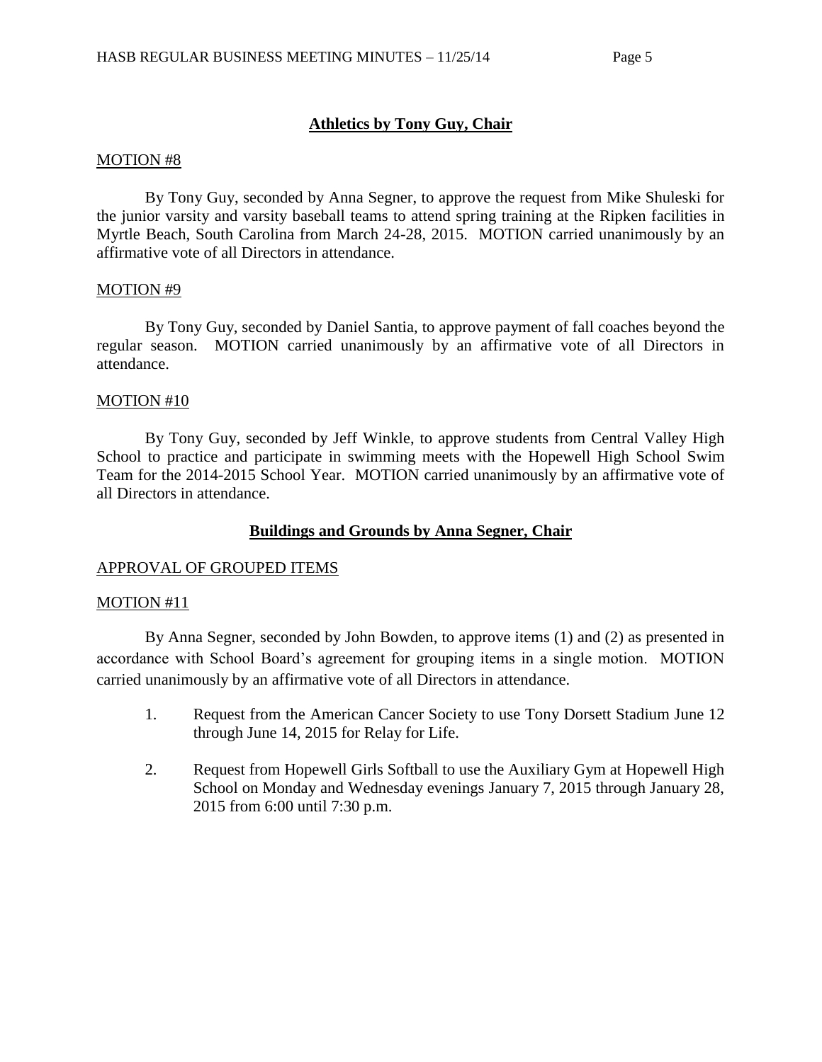## Athletics by Tony Guy, Chair

MOTION #8

By Tony Guy, seconded by Anna Segner, to approve the request from Mike Shuleski for the junior varsity and varsity baseball teams to attend spring training at the Ripken facilities in Myrtle Beach, South Carolina from March 24-28, 2015. MOTION carried unanimously by an affirmative vote of all Directors in attendance.

MOTION #9

By Tony Guy, seconded by Daniel Santia, to approve payment of fall coaches beyond the regular season. MOTION carried unanimously by an affirmative vote of all Directors in attendance.

MOTION #10

By Tony Guy, seconded by Jeff Winkle, to approve students from Central Valley High School to practice and participate in swimming meets with the Hopewell High School Swim Team for the 2014-2015 School Year. MOTION carried unanimously by an affirmative vote of all Directors in attendance.

## Buildings and Grounds by Anna Segner, Chair

APPROVAL OF GROUPED ITEMS

MOTION #11

By Anna Segner, seconded by John Bowden, to approve items (1) and (2) as presented in accordance with School Board's agreement for grouping items in a single motion. MOTION carried unanimously by an affirmative vote of all Directors in attendance.

1. Request from the American Cancer Society to use Tony Dorsett Stadium June 12 through June 14, 2015 for Relay for Life.
2. Request from Hopewell Girls Softball to use the Auxiliary Gym at Hopewell High School on Monday and Wednesday evenings January 7, 2015 through January 28, 2015 from 6:00 until 7:30 p.m.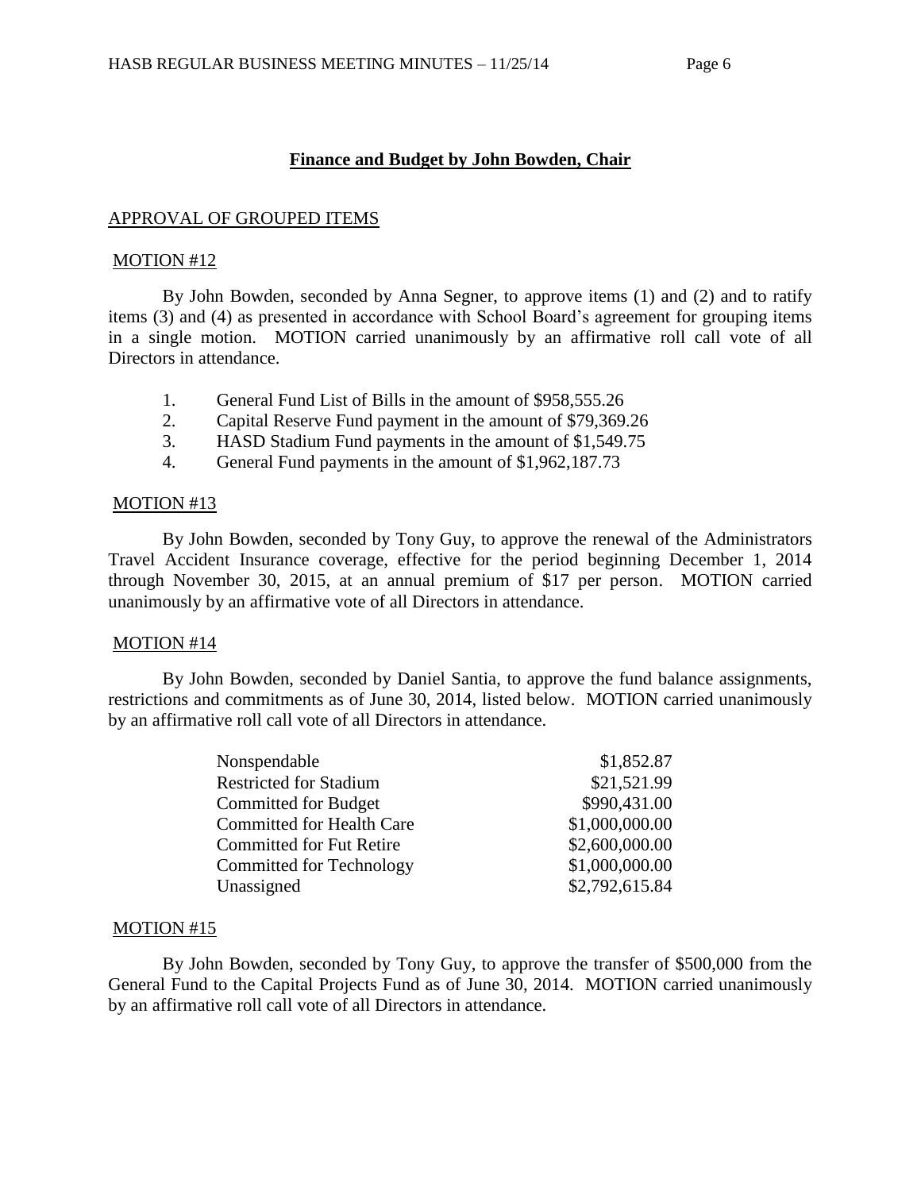## Finance and Budget by John Bowden, Chair

APPROVAL OF GROUPED ITEMS

MOTION #12

By John Bowden, seconded by Anna Segner, to approve items (1) and (2) and to ratify items (3) and (4) as presented in accordance with School Board's agreement for grouping items in a single motion. MOTION carried unanimously by an affirmative roll call vote of all Directors in attendance.

1. General Fund List of Bills in the amount of $958,555.26
2. Capital Reserve Fund payment in the amount of $79,369.26
3. HASD Stadium Fund payments in the amount of $1,549.75
4. General Fund payments in the amount of $1,962,187.73

MOTION #13

By John Bowden, seconded by Tony Guy, to approve the renewal of the Administrators Travel Accident Insurance coverage, effective for the period beginning December 1, 2014 through November 30, 2015, at an annual premium of $17 per person. MOTION carried unanimously by an affirmative vote of all Directors in attendance.

MOTION #14

By John Bowden, seconded by Daniel Santia, to approve the fund balance assignments, restrictions and commitments as of June 30, 2014, listed below. MOTION carried unanimously by an affirmative roll call vote of all Directors in attendance.

| | |
|---|---:|
| Nonspendable | $1,852.87 |
| Restricted for Stadium | $21,521.99 |
| Committed for Budget | $990,431.00 |
| Committed for Health Care | $1,000,000.00 |
| Committed for Fut Retire | $2,600,000.00 |
| Committed for Technology | $1,000,000.00 |
| Unassigned | $2,792,615.84 |

MOTION #15

By John Bowden, seconded by Tony Guy, to approve the transfer of $500,000 from the General Fund to the Capital Projects Fund as of June 30, 2014. MOTION carried unanimously by an affirmative roll call vote of all Directors in attendance.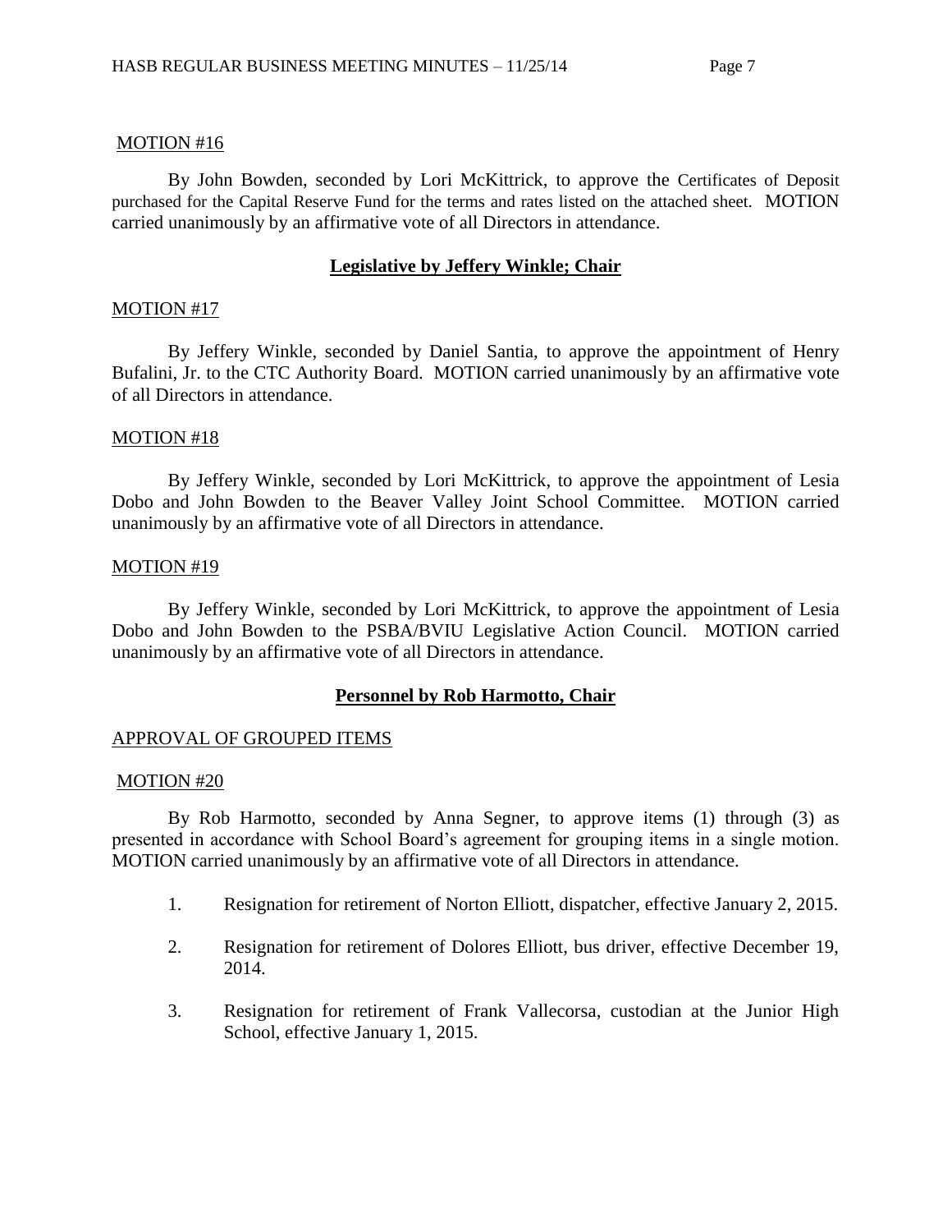MOTION #16

By John Bowden, seconded by Lori McKittrick, to approve the Certificates of Deposit purchased for the Capital Reserve Fund for the terms and rates listed on the attached sheet. MOTION carried unanimously by an affirmative vote of all Directors in attendance.

## Legislative by Jeffery Winkle; Chair

MOTION #17

By Jeffery Winkle, seconded by Daniel Santia, to approve the appointment of Henry Bufalini, Jr. to the CTC Authority Board. MOTION carried unanimously by an affirmative vote of all Directors in attendance.

MOTION #18

By Jeffery Winkle, seconded by Lori McKittrick, to approve the appointment of Lesia Dobo and John Bowden to the Beaver Valley Joint School Committee. MOTION carried unanimously by an affirmative vote of all Directors in attendance.

MOTION #19

By Jeffery Winkle, seconded by Lori McKittrick, to approve the appointment of Lesia Dobo and John Bowden to the PSBA/BVIU Legislative Action Council. MOTION carried unanimously by an affirmative vote of all Directors in attendance.

## Personnel by Rob Harmotto, Chair

APPROVAL OF GROUPED ITEMS

MOTION #20

By Rob Harmotto, seconded by Anna Segner, to approve items (1) through (3) as presented in accordance with School Board's agreement for grouping items in a single motion. MOTION carried unanimously by an affirmative vote of all Directors in attendance.

1. Resignation for retirement of Norton Elliott, dispatcher, effective January 2, 2015.

2. Resignation for retirement of Dolores Elliott, bus driver, effective December 19, 2014.

3. Resignation for retirement of Frank Vallecorsa, custodian at the Junior High School, effective January 1, 2015.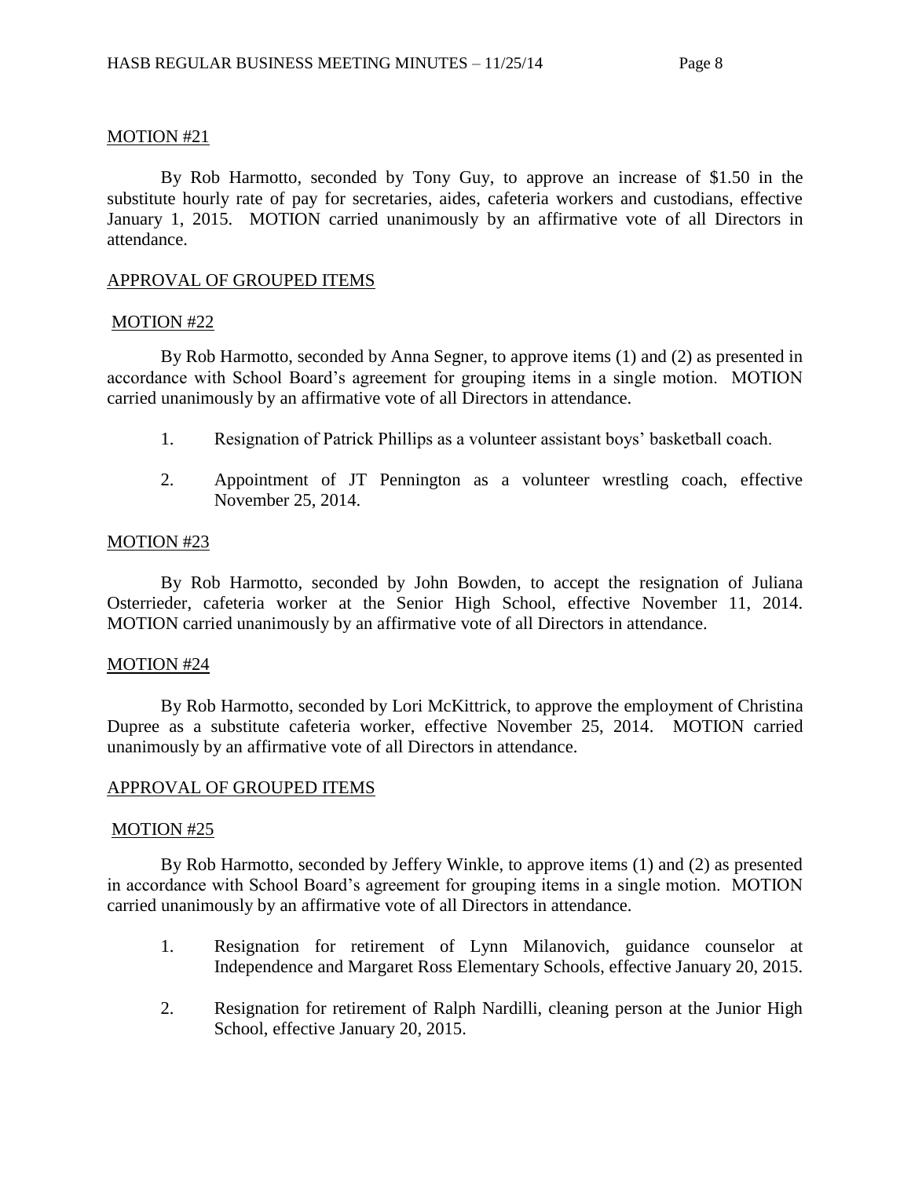MOTION #21

By Rob Harmotto, seconded by Tony Guy, to approve an increase of $1.50 in the substitute hourly rate of pay for secretaries, aides, cafeteria workers and custodians, effective January 1, 2015. MOTION carried unanimously by an affirmative vote of all Directors in attendance.

APPROVAL OF GROUPED ITEMS

MOTION #22

By Rob Harmotto, seconded by Anna Segner, to approve items (1) and (2) as presented in accordance with School Board's agreement for grouping items in a single motion. MOTION carried unanimously by an affirmative vote of all Directors in attendance.

1. Resignation of Patrick Phillips as a volunteer assistant boys' basketball coach.
2. Appointment of JT Pennington as a volunteer wrestling coach, effective November 25, 2014.

MOTION #23

By Rob Harmotto, seconded by John Bowden, to accept the resignation of Juliana Osterrieder, cafeteria worker at the Senior High School, effective November 11, 2014. MOTION carried unanimously by an affirmative vote of all Directors in attendance.

MOTION #24

By Rob Harmotto, seconded by Lori McKittrick, to approve the employment of Christina Dupree as a substitute cafeteria worker, effective November 25, 2014. MOTION carried unanimously by an affirmative vote of all Directors in attendance.

APPROVAL OF GROUPED ITEMS

MOTION #25

By Rob Harmotto, seconded by Jeffery Winkle, to approve items (1) and (2) as presented in accordance with School Board's agreement for grouping items in a single motion. MOTION carried unanimously by an affirmative vote of all Directors in attendance.

1. Resignation for retirement of Lynn Milanovich, guidance counselor at Independence and Margaret Ross Elementary Schools, effective January 20, 2015.
2. Resignation for retirement of Ralph Nardilli, cleaning person at the Junior High School, effective January 20, 2015.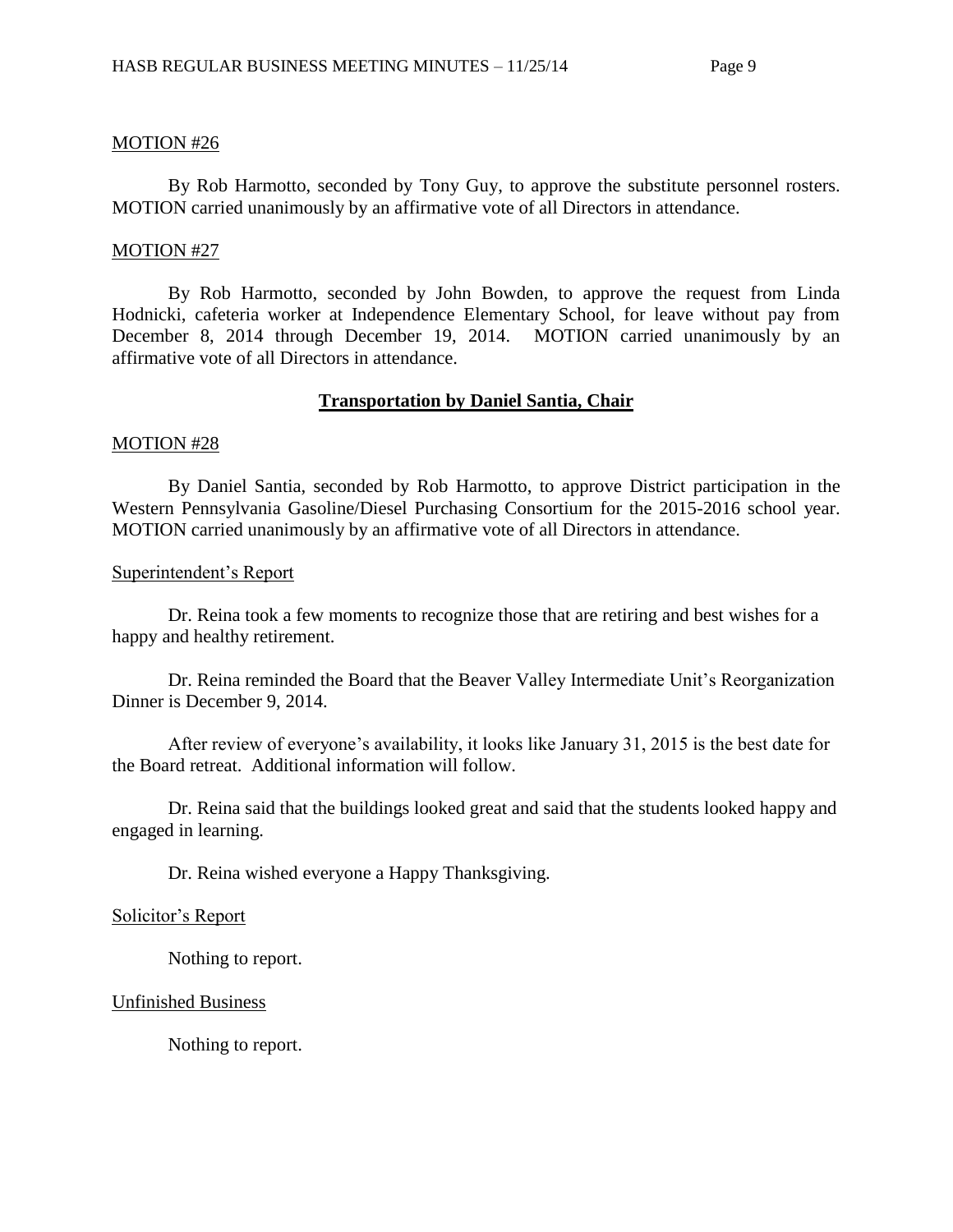MOTION #26

By Rob Harmotto, seconded by Tony Guy, to approve the substitute personnel rosters. MOTION carried unanimously by an affirmative vote of all Directors in attendance.

MOTION #27

By Rob Harmotto, seconded by John Bowden, to approve the request from Linda Hodnicki, cafeteria worker at Independence Elementary School, for leave without pay from December 8, 2014 through December 19, 2014. MOTION carried unanimously by an affirmative vote of all Directors in attendance.

## Transportation by Daniel Santia, Chair

MOTION #28

By Daniel Santia, seconded by Rob Harmotto, to approve District participation in the Western Pennsylvania Gasoline/Diesel Purchasing Consortium for the 2015-2016 school year. MOTION carried unanimously by an affirmative vote of all Directors in attendance.

Superintendent's Report

Dr. Reina took a few moments to recognize those that are retiring and best wishes for a happy and healthy retirement.

Dr. Reina reminded the Board that the Beaver Valley Intermediate Unit's Reorganization Dinner is December 9, 2014.

After review of everyone's availability, it looks like January 31, 2015 is the best date for the Board retreat. Additional information will follow.

Dr. Reina said that the buildings looked great and said that the students looked happy and engaged in learning.

Dr. Reina wished everyone a Happy Thanksgiving.

Solicitor's Report

Nothing to report.

Unfinished Business

Nothing to report.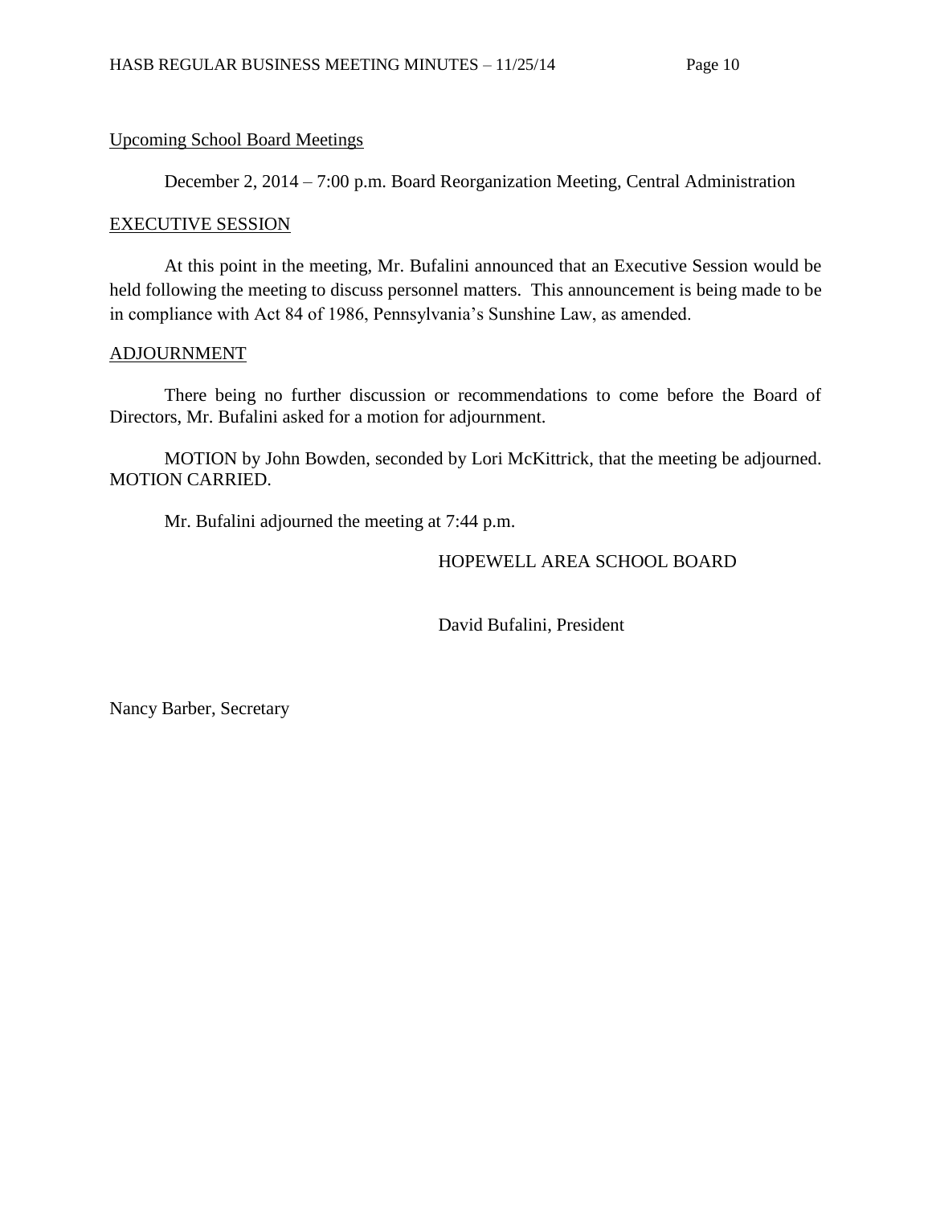Upcoming School Board Meetings

December 2, 2014 – 7:00 p.m. Board Reorganization Meeting, Central Administration

EXECUTIVE SESSION

At this point in the meeting, Mr. Bufalini announced that an Executive Session would be held following the meeting to discuss personnel matters. This announcement is being made to be in compliance with Act 84 of 1986, Pennsylvania's Sunshine Law, as amended.

ADJOURNMENT

There being no further discussion or recommendations to come before the Board of Directors, Mr. Bufalini asked for a motion for adjournment.

MOTION by John Bowden, seconded by Lori McKittrick, that the meeting be adjourned. MOTION CARRIED.

Mr. Bufalini adjourned the meeting at 7:44 p.m.

HOPEWELL AREA SCHOOL BOARD

David Bufalini, President

Nancy Barber, Secretary